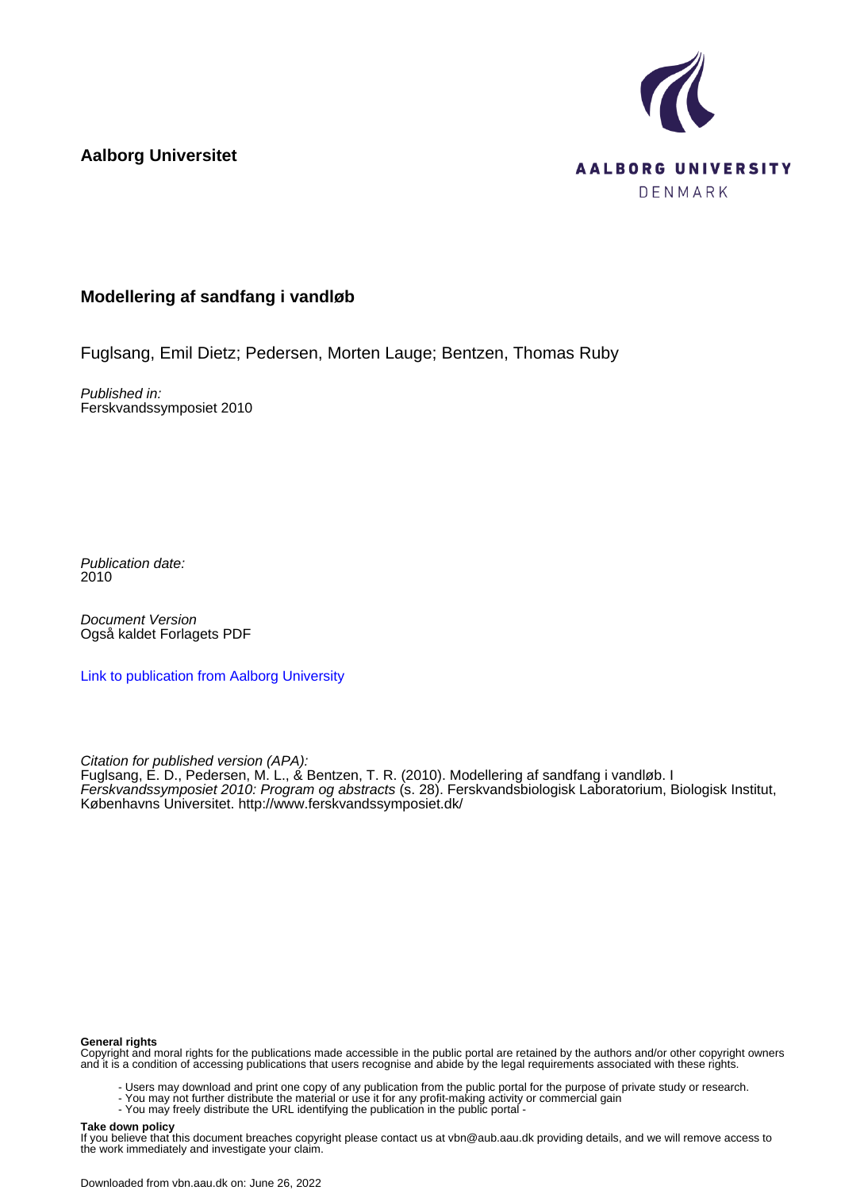**Aalborg Universitet**

AALBORG UNIVERSITY
DENMARK

# Modellering af sandfang i vandløb

Fuglsang, Emil Dietz; Pedersen, Morten Lauge; Bentzen, Thomas Ruby

*Published in:*
Ferskvandssymposiet 2010

*Publication date:*
2010

*Document Version*
Også kaldet Forlagets PDF

Link to publication from Aalborg University

*Citation for published version (APA):*
Fuglsang, E. D., Pedersen, M. L., & Bentzen, T. R. (2010). Modellering af sandfang i vandløb. I *Ferskvandssymposiet 2010: Program og abstracts* (s. 28). Ferskvandsbiologisk Laboratorium, Biologisk Institut, Københavns Universitet. http://www.ferskvandssymposiet.dk/

**General rights**
Copyright and moral rights for the publications made accessible in the public portal are retained by the authors and/or other copyright owners and it is a condition of accessing publications that users recognise and abide by the legal requirements associated with these rights.

- Users may download and print one copy of any publication from the public portal for the purpose of private study or research.
- You may not further distribute the material or use it for any profit-making activity or commercial gain
- You may freely distribute the URL identifying the publication in the public portal -

**Take down policy**
If you believe that this document breaches copyright please contact us at vbn@aub.aau.dk providing details, and we will remove access to the work immediately and investigate your claim.

Downloaded from vbn.aau.dk on: June 26, 2022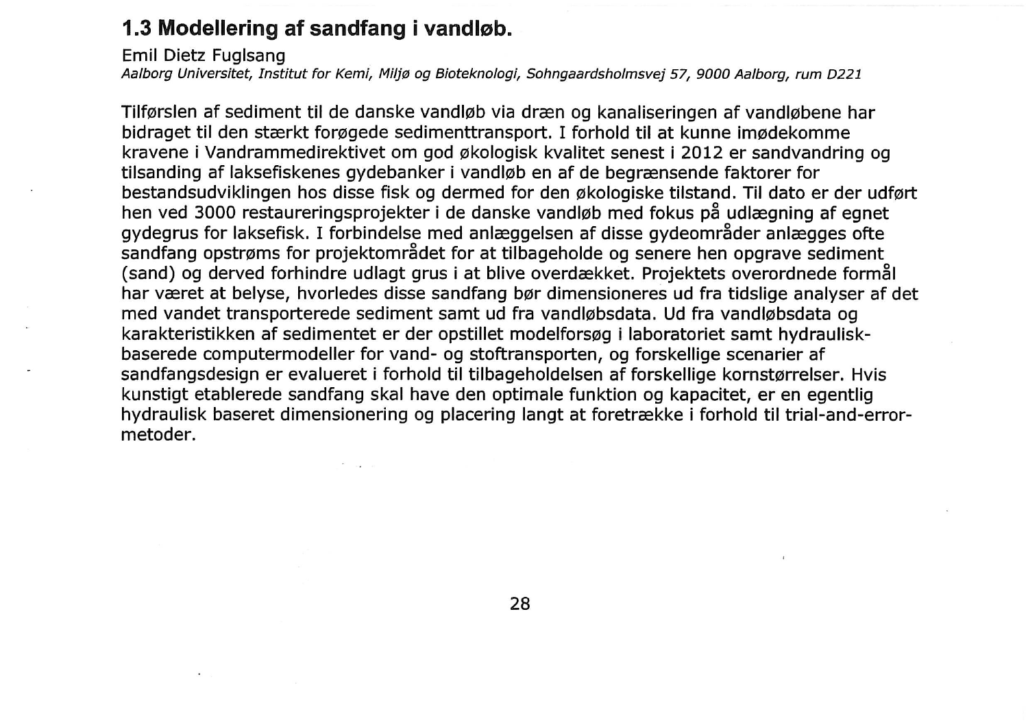## 1.3 Modellering af sandfang i vandløb.

Emil Dietz Fuglsang

*Aalborg Universitet, Institut for Kemi, Miljø og Bioteknologi, Sohngaardsholmsvej 57, 9000 Aalborg, rum D221*

Tilførslen af sediment til de danske vandløb via dræn og kanaliseringen af vandløbene har bidraget til den stærkt forøgede sedimenttransport. I forhold til at kunne imødekomme kravene i Vandrammedirektivet om god økologisk kvalitet senest i 2012 er sandvandring og tilsanding af laksefiskenes gydebanker i vandløb en af de begrænsende faktorer for bestandsudviklingen hos disse fisk og dermed for den økologiske tilstand. Til dato er der udført hen ved 3000 restaureringsprojekter i de danske vandløb med fokus på udlægning af egnet gydegrus for laksefisk. I forbindelse med anlæggelsen af disse gydeområder anlægges ofte sandfang opstrøms for projektområdet for at tilbageholde og senere hen opgrave sediment (sand) og derved forhindre udlagt grus i at blive overdækket. Projektets overordnede formål har været at belyse, hvorledes disse sandfang bør dimensioneres ud fra tidslige analyser af det med vandet transporterede sediment samt ud fra vandløbsdata. Ud fra vandløbsdata og karakteristikken af sedimentet er der opstillet modelforsøg i laboratoriet samt hydraulisk-baserede computermodeller for vand- og stoftransporten, og forskellige scenarier af sandfangsdesign er evalueret i forhold til tilbageholdelsen af forskellige kornstørrelser. Hvis kunstigt etablerede sandfang skal have den optimale funktion og kapacitet, er en egentlig hydraulisk baseret dimensionering og placering langt at foretrække i forhold til trial-and-error-metoder.